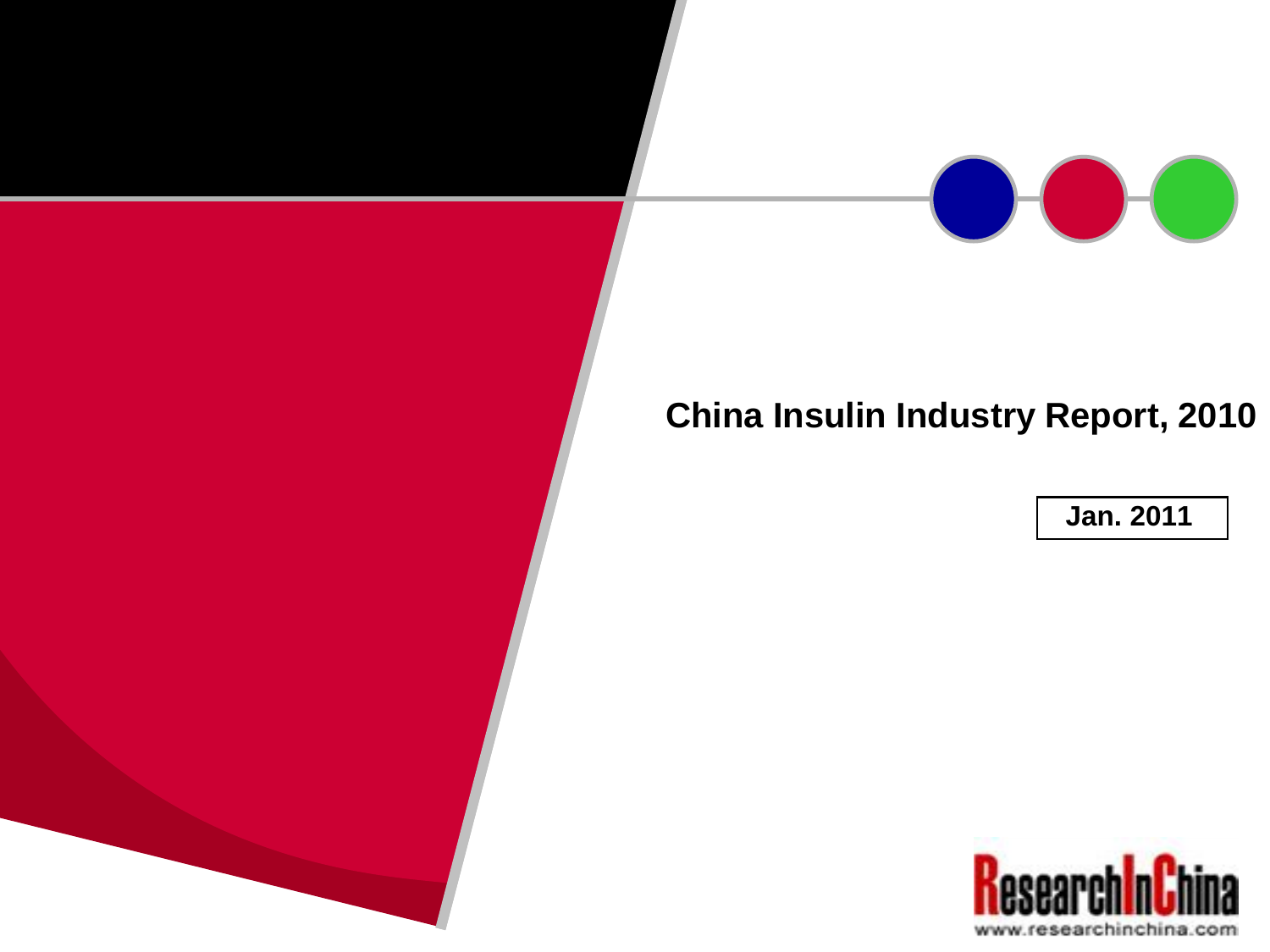# China Insulin Industry Report, 2010

**Jan. 2011**

ResearchInChina

www.researchinchina.com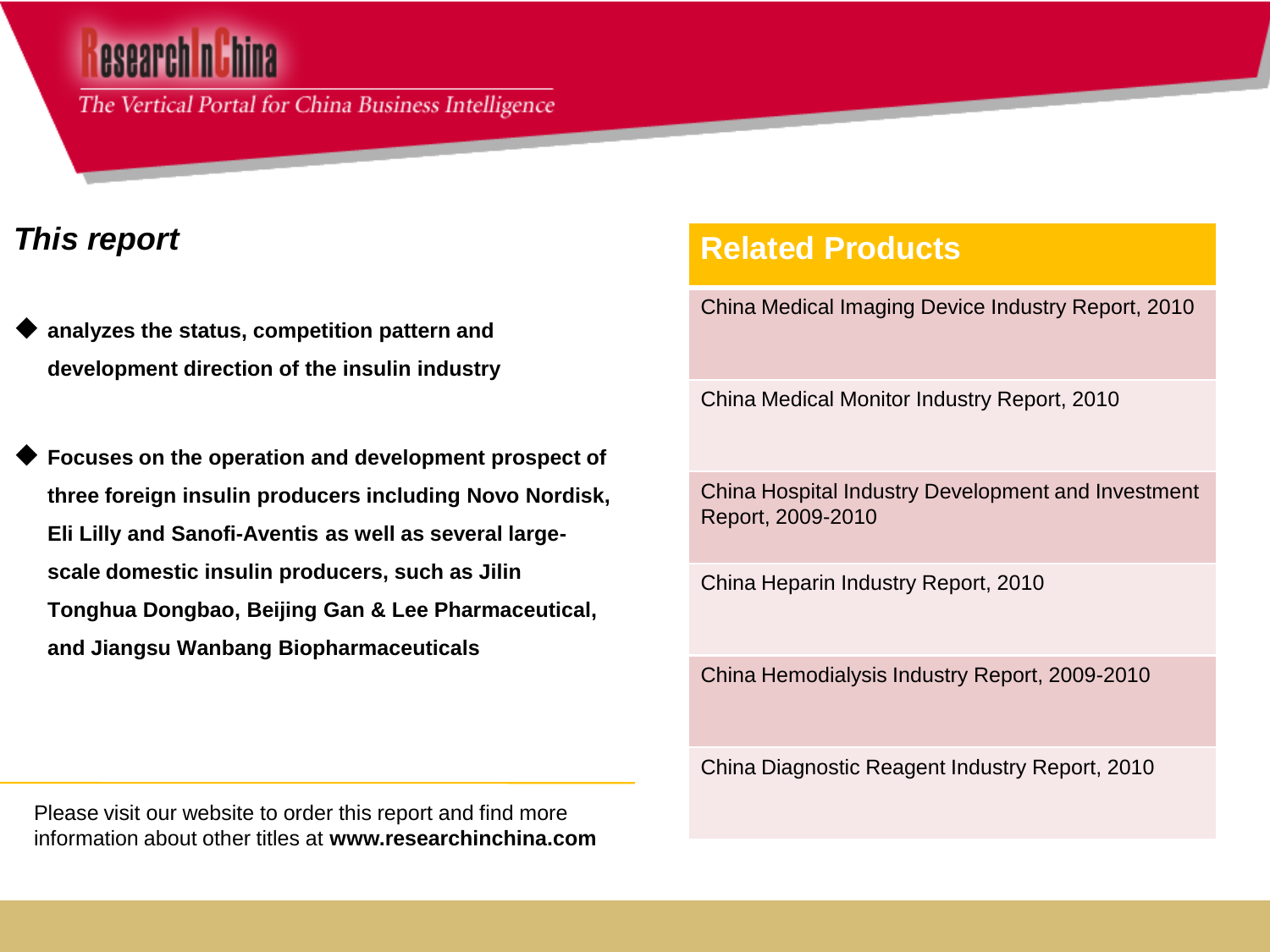## *This report*

- **analyzes the status, competition pattern and development direction of the insulin industry**
- **Focuses on the operation and development prospect of three foreign insulin producers including Novo Nordisk, Eli Lilly and Sanofi-Aventis as well as several large-scale domestic insulin producers, such as Jilin Tonghua Dongbao, Beijing Gan & Lee Pharmaceutical, and Jiangsu Wanbang Biopharmaceuticals**

Please visit our website to order this report and find more information about other titles at **www.researchinchina.com**

## Related Products

- China Medical Imaging Device Industry Report, 2010
- China Medical Monitor Industry Report, 2010
- China Hospital Industry Development and Investment Report, 2009-2010
- China Heparin Industry Report, 2010
- China Hemodialysis Industry Report, 2009-2010
- China Diagnostic Reagent Industry Report, 2010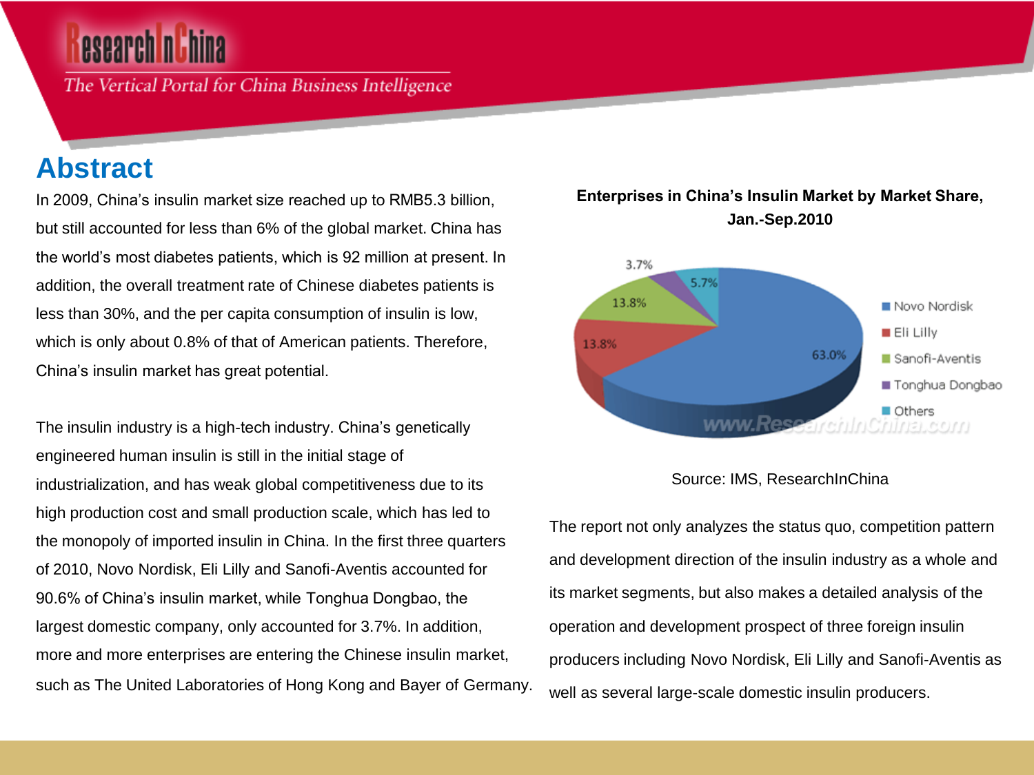# Abstract

In 2009, China's insulin market size reached up to RMB5.3 billion, but still accounted for less than 6% of the global market. China has the world's most diabetes patients, which is 92 million at present. In addition, the overall treatment rate of Chinese diabetes patients is less than 30%, and the per capita consumption of insulin is low, which is only about 0.8% of that of American patients. Therefore, China's insulin market has great potential.

The insulin industry is a high-tech industry. China's genetically engineered human insulin is still in the initial stage of industrialization, and has weak global competitiveness due to its high production cost and small production scale, which has led to the monopoly of imported insulin in China. In the first three quarters of 2010, Novo Nordisk, Eli Lilly and Sanofi-Aventis accounted for 90.6% of China's insulin market, while Tonghua Dongbao, the largest domestic company, only accounted for 3.7%. In addition, more and more enterprises are entering the Chinese insulin market, such as The United Laboratories of Hong Kong and Bayer of Germany.

**Enterprises in China's Insulin Market by Market Share, Jan.-Sep.2010**

| Enterprise | Market Share |
|---|---|
| Novo Nordisk | 63.0% |
| Eli Lilly | 13.8% |
| Sanofi-Aventis | 13.8% |
| Tonghua Dongbao | 3.7% |
| Others | 5.7% |

Source: IMS, ResearchInChina

The report not only analyzes the status quo, competition pattern and development direction of the insulin industry as a whole and its market segments, but also makes a detailed analysis of the operation and development prospect of three foreign insulin producers including Novo Nordisk, Eli Lilly and Sanofi-Aventis as well as several large-scale domestic insulin producers.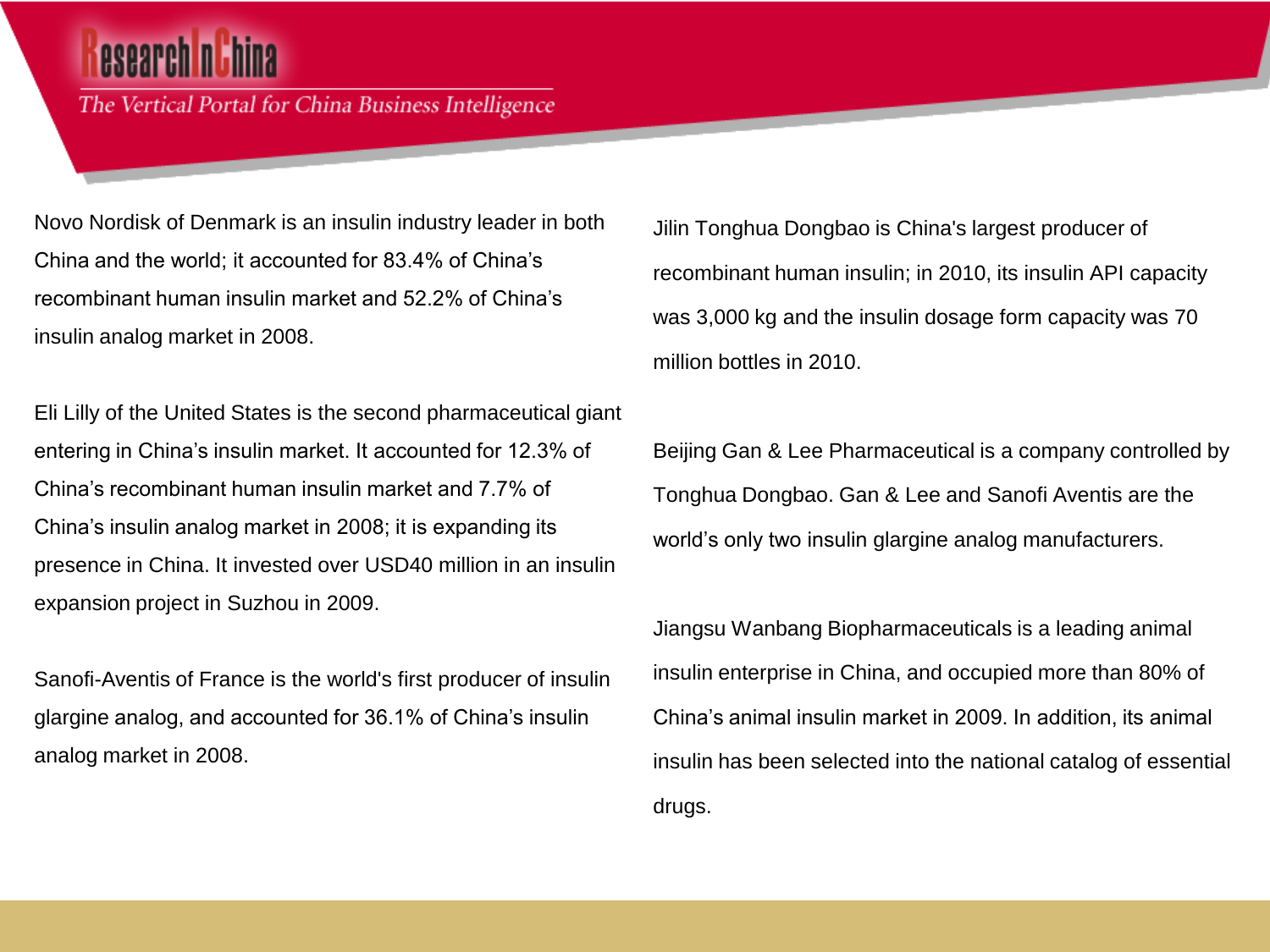Novo Nordisk of Denmark is an insulin industry leader in both China and the world; it accounted for 83.4% of China's recombinant human insulin market and 52.2% of China's insulin analog market in 2008.

Eli Lilly of the United States is the second pharmaceutical giant entering in China's insulin market. It accounted for 12.3% of China's recombinant human insulin market and 7.7% of China's insulin analog market in 2008; it is expanding its presence in China. It invested over USD40 million in an insulin expansion project in Suzhou in 2009.

Sanofi-Aventis of France is the world's first producer of insulin glargine analog, and accounted for 36.1% of China's insulin analog market in 2008.

Jilin Tonghua Dongbao is China's largest producer of recombinant human insulin; in 2010, its insulin API capacity was 3,000 kg and the insulin dosage form capacity was 70 million bottles in 2010.

Beijing Gan & Lee Pharmaceutical is a company controlled by Tonghua Dongbao. Gan & Lee and Sanofi Aventis are the world's only two insulin glargine analog manufacturers.

Jiangsu Wanbang Biopharmaceuticals is a leading animal insulin enterprise in China, and occupied more than 80% of China's animal insulin market in 2009. In addition, its animal insulin has been selected into the national catalog of essential drugs.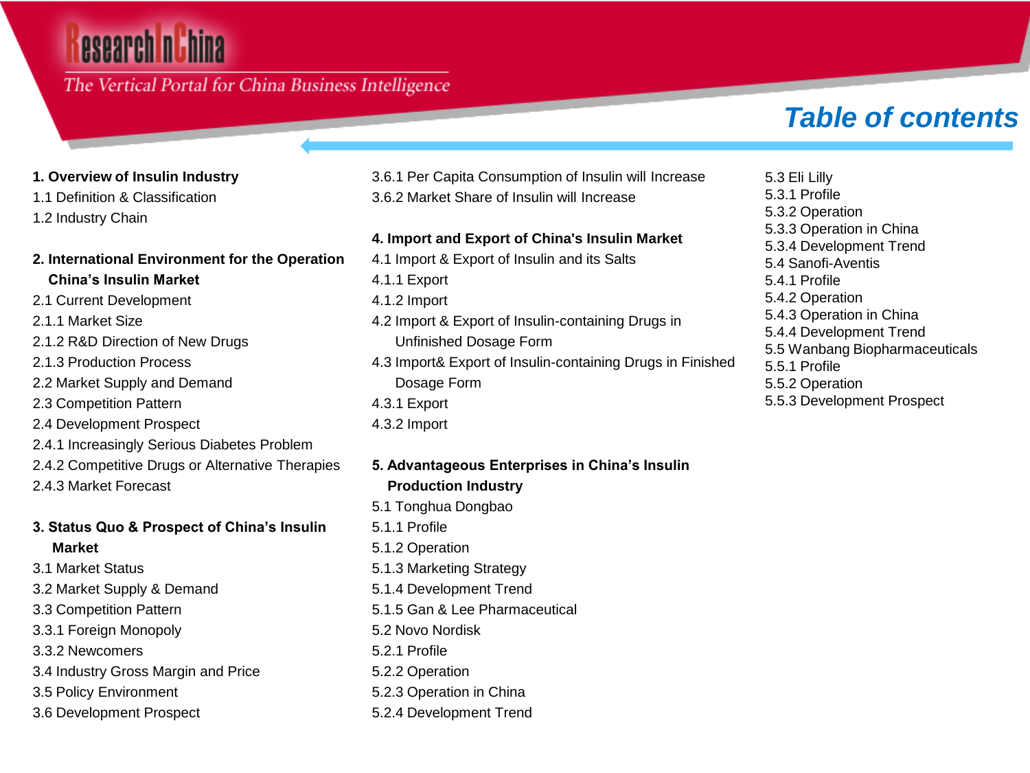# Table of contents

**1. Overview of Insulin Industry**
1.1 Definition & Classification
1.2 Industry Chain

**2. International Environment for the Operation China's Insulin Market**
2.1 Current Development
2.1.1 Market Size
2.1.2 R&D Direction of New Drugs
2.1.3 Production Process
2.2 Market Supply and Demand
2.3 Competition Pattern
2.4 Development Prospect
2.4.1 Increasingly Serious Diabetes Problem
2.4.2 Competitive Drugs or Alternative Therapies
2.4.3 Market Forecast

**3. Status Quo & Prospect of China's Insulin Market**
3.1 Market Status
3.2 Market Supply & Demand
3.3 Competition Pattern
3.3.1 Foreign Monopoly
3.3.2 Newcomers
3.4 Industry Gross Margin and Price
3.5 Policy Environment
3.6 Development Prospect
3.6.1 Per Capita Consumption of Insulin will Increase
3.6.2 Market Share of Insulin will Increase

**4. Import and Export of China's Insulin Market**
4.1 Import & Export of Insulin and its Salts
4.1.1 Export
4.1.2 Import
4.2 Import & Export of Insulin-containing Drugs in Unfinished Dosage Form
4.3 Import& Export of Insulin-containing Drugs in Finished Dosage Form
4.3.1 Export
4.3.2 Import

**5. Advantageous Enterprises in China's Insulin Production Industry**
5.1 Tonghua Dongbao
5.1.1 Profile
5.1.2 Operation
5.1.3 Marketing Strategy
5.1.4 Development Trend
5.1.5 Gan & Lee Pharmaceutical
5.2 Novo Nordisk
5.2.1 Profile
5.2.2 Operation
5.2.3 Operation in China
5.2.4 Development Trend
5.3 Eli Lilly
5.3.1 Profile
5.3.2 Operation
5.3.3 Operation in China
5.3.4 Development Trend
5.4 Sanofi-Aventis
5.4.1 Profile
5.4.2 Operation
5.4.3 Operation in China
5.4.4 Development Trend
5.5 Wanbang Biopharmaceuticals
5.5.1 Profile
5.5.2 Operation
5.5.3 Development Prospect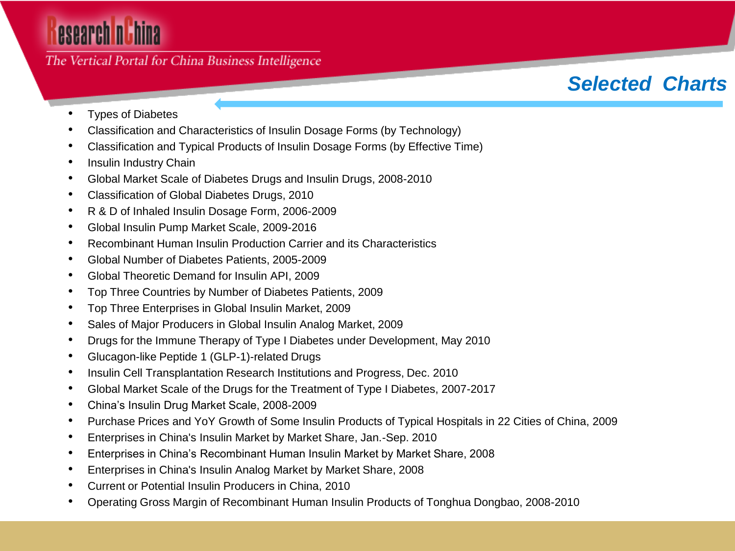## Selected Charts

- Types of Diabetes
- Classification and Characteristics of Insulin Dosage Forms (by Technology)
- Classification and Typical Products of Insulin Dosage Forms (by Effective Time)
- Insulin Industry Chain
- Global Market Scale of Diabetes Drugs and Insulin Drugs, 2008-2010
- Classification of Global Diabetes Drugs, 2010
- R & D of Inhaled Insulin Dosage Form, 2006-2009
- Global Insulin Pump Market Scale, 2009-2016
- Recombinant Human Insulin Production Carrier and its Characteristics
- Global Number of Diabetes Patients, 2005-2009
- Global Theoretic Demand for Insulin API, 2009
- Top Three Countries by Number of Diabetes Patients, 2009
- Top Three Enterprises in Global Insulin Market, 2009
- Sales of Major Producers in Global Insulin Analog Market, 2009
- Drugs for the Immune Therapy of Type I Diabetes under Development, May 2010
- Glucagon-like Peptide 1 (GLP-1)-related Drugs
- Insulin Cell Transplantation Research Institutions and Progress, Dec. 2010
- Global Market Scale of the Drugs for the Treatment of Type I Diabetes, 2007-2017
- China's Insulin Drug Market Scale, 2008-2009
- Purchase Prices and YoY Growth of Some Insulin Products of Typical Hospitals in 22 Cities of China, 2009
- Enterprises in China's Insulin Market by Market Share, Jan.-Sep. 2010
- Enterprises in China's Recombinant Human Insulin Market by Market Share, 2008
- Enterprises in China's Insulin Analog Market by Market Share, 2008
- Current or Potential Insulin Producers in China, 2010
- Operating Gross Margin of Recombinant Human Insulin Products of Tonghua Dongbao, 2008-2010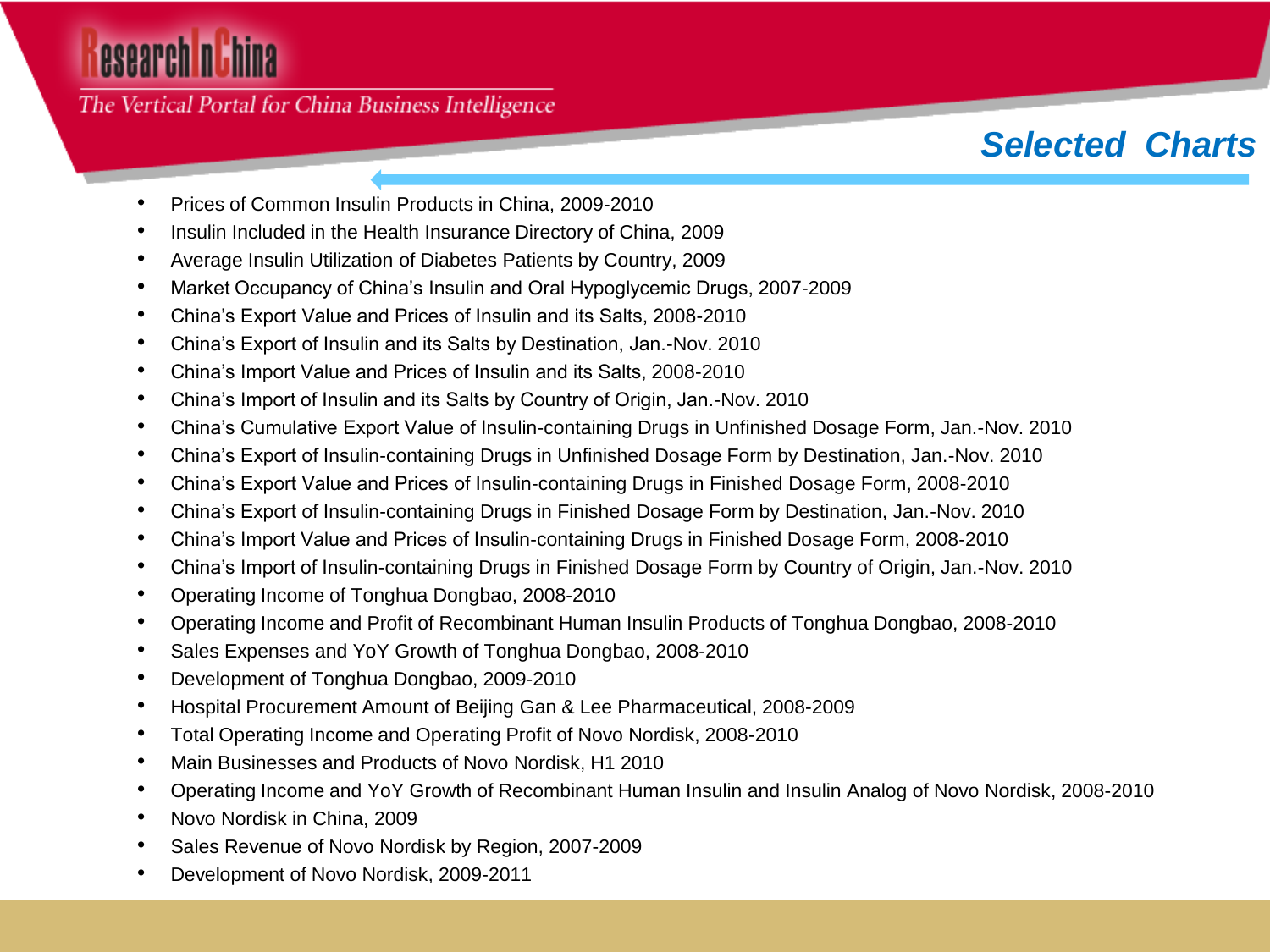## Selected Charts

- Prices of Common Insulin Products in China, 2009-2010
- Insulin Included in the Health Insurance Directory of China, 2009
- Average Insulin Utilization of Diabetes Patients by Country, 2009
- Market Occupancy of China's Insulin and Oral Hypoglycemic Drugs, 2007-2009
- China's Export Value and Prices of Insulin and its Salts, 2008-2010
- China's Export of Insulin and its Salts by Destination, Jan.-Nov. 2010
- China's Import Value and Prices of Insulin and its Salts, 2008-2010
- China's Import of Insulin and its Salts by Country of Origin, Jan.-Nov. 2010
- China's Cumulative Export Value of Insulin-containing Drugs in Unfinished Dosage Form, Jan.-Nov. 2010
- China's Export of Insulin-containing Drugs in Unfinished Dosage Form by Destination, Jan.-Nov. 2010
- China's Export Value and Prices of Insulin-containing Drugs in Finished Dosage Form, 2008-2010
- China's Export of Insulin-containing Drugs in Finished Dosage Form by Destination, Jan.-Nov. 2010
- China's Import Value and Prices of Insulin-containing Drugs in Finished Dosage Form, 2008-2010
- China's Import of Insulin-containing Drugs in Finished Dosage Form by Country of Origin, Jan.-Nov. 2010
- Operating Income of Tonghua Dongbao, 2008-2010
- Operating Income and Profit of Recombinant Human Insulin Products of Tonghua Dongbao, 2008-2010
- Sales Expenses and YoY Growth of Tonghua Dongbao, 2008-2010
- Development of Tonghua Dongbao, 2009-2010
- Hospital Procurement Amount of Beijing Gan & Lee Pharmaceutical, 2008-2009
- Total Operating Income and Operating Profit of Novo Nordisk, 2008-2010
- Main Businesses and Products of Novo Nordisk, H1 2010
- Operating Income and YoY Growth of Recombinant Human Insulin and Insulin Analog of Novo Nordisk, 2008-2010
- Novo Nordisk in China, 2009
- Sales Revenue of Novo Nordisk by Region, 2007-2009
- Development of Novo Nordisk, 2009-2011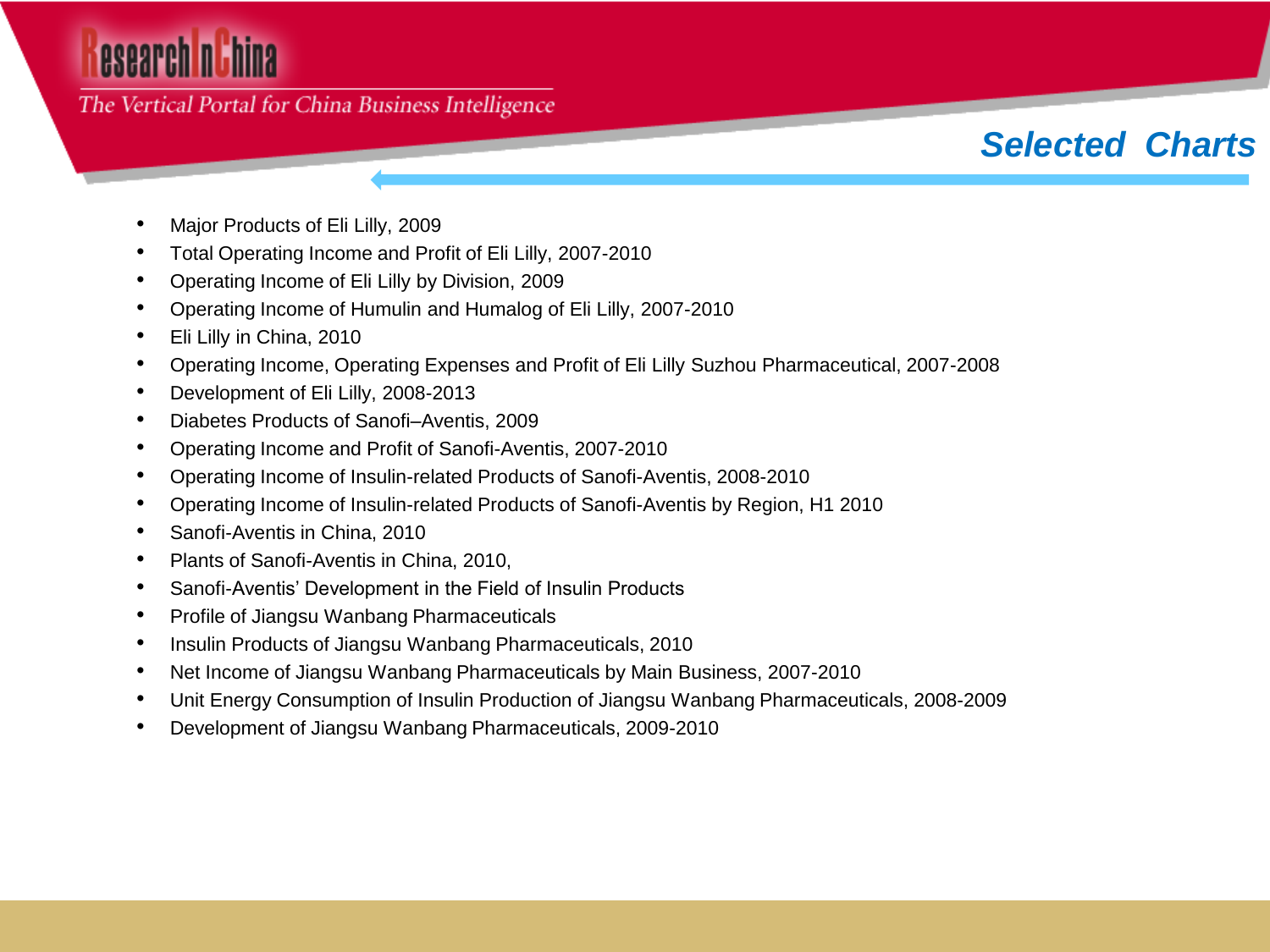# Selected Charts

- Major Products of Eli Lilly, 2009
- Total Operating Income and Profit of Eli Lilly, 2007-2010
- Operating Income of Eli Lilly by Division, 2009
- Operating Income of Humulin and Humalog of Eli Lilly, 2007-2010
- Eli Lilly in China, 2010
- Operating Income, Operating Expenses and Profit of Eli Lilly Suzhou Pharmaceutical, 2007-2008
- Development of Eli Lilly, 2008-2013
- Diabetes Products of Sanofi–Aventis, 2009
- Operating Income and Profit of Sanofi-Aventis, 2007-2010
- Operating Income of Insulin-related Products of Sanofi-Aventis, 2008-2010
- Operating Income of Insulin-related Products of Sanofi-Aventis by Region, H1 2010
- Sanofi-Aventis in China, 2010
- Plants of Sanofi-Aventis in China, 2010,
- Sanofi-Aventis' Development in the Field of Insulin Products
- Profile of Jiangsu Wanbang Pharmaceuticals
- Insulin Products of Jiangsu Wanbang Pharmaceuticals, 2010
- Net Income of Jiangsu Wanbang Pharmaceuticals by Main Business, 2007-2010
- Unit Energy Consumption of Insulin Production of Jiangsu Wanbang Pharmaceuticals, 2008-2009
- Development of Jiangsu Wanbang Pharmaceuticals, 2009-2010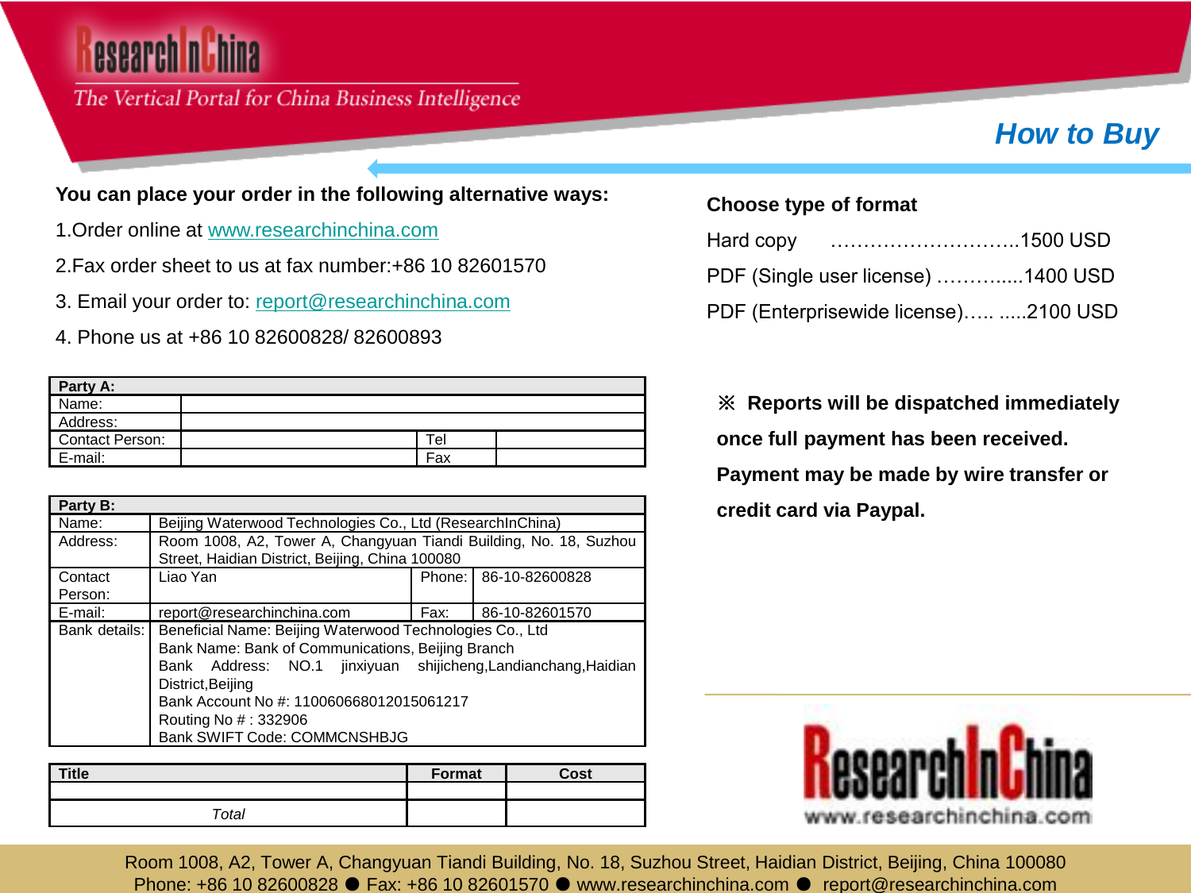## How to Buy

**You can place your order in the following alternative ways:**

1.Order online at www.researchinchina.com

2.Fax order sheet to us at fax number:+86 10 82601570

3. Email your order to: report@researchinchina.com

4. Phone us at +86 10 82600828/ 82600893

**Choose type of format**

Hard copy ………………………..1500 USD

PDF (Single user license) …………....1400 USD

PDF (Enterprisewide license)….. .....2100 USD

| **Party A:** | | | |
|---|---|---|---|
| Name: | | | |
| Address: | | | |
| Contact Person: | | Tel | |
| E-mail: | | Fax | |

| **Party B:** | | | |
|---|---|---|---|
| Name: | Beijing Waterwood Technologies Co., Ltd (ResearchInChina) | | |
| Address: | Room 1008, A2, Tower A, Changyuan Tiandi Building, No. 18, Suzhou Street, Haidian District, Beijing, China 100080 | | |
| Contact Person: | Liao Yan | Phone: | 86-10-82600828 |
| E-mail: | report@researchinchina.com | Fax: | 86-10-82601570 |
| Bank details: | Beneficial Name: Beijing Waterwood Technologies Co., Ltd<br>Bank Name: Bank of Communications, Beijing Branch<br>Bank Address: NO.1 jinxiyuan shijicheng,Landianchang,Haidian District,Beijing<br>Bank Account No #: 110060668012015061217<br>Routing No # : 332906<br>Bank SWIFT Code: COMMCNSHBJG | | |

| Title | Format | Cost |
|---|---|---|
| | | |
| *Total* | | |

**※ Reports will be dispatched immediately once full payment has been received. Payment may be made by wire transfer or credit card via Paypal.**